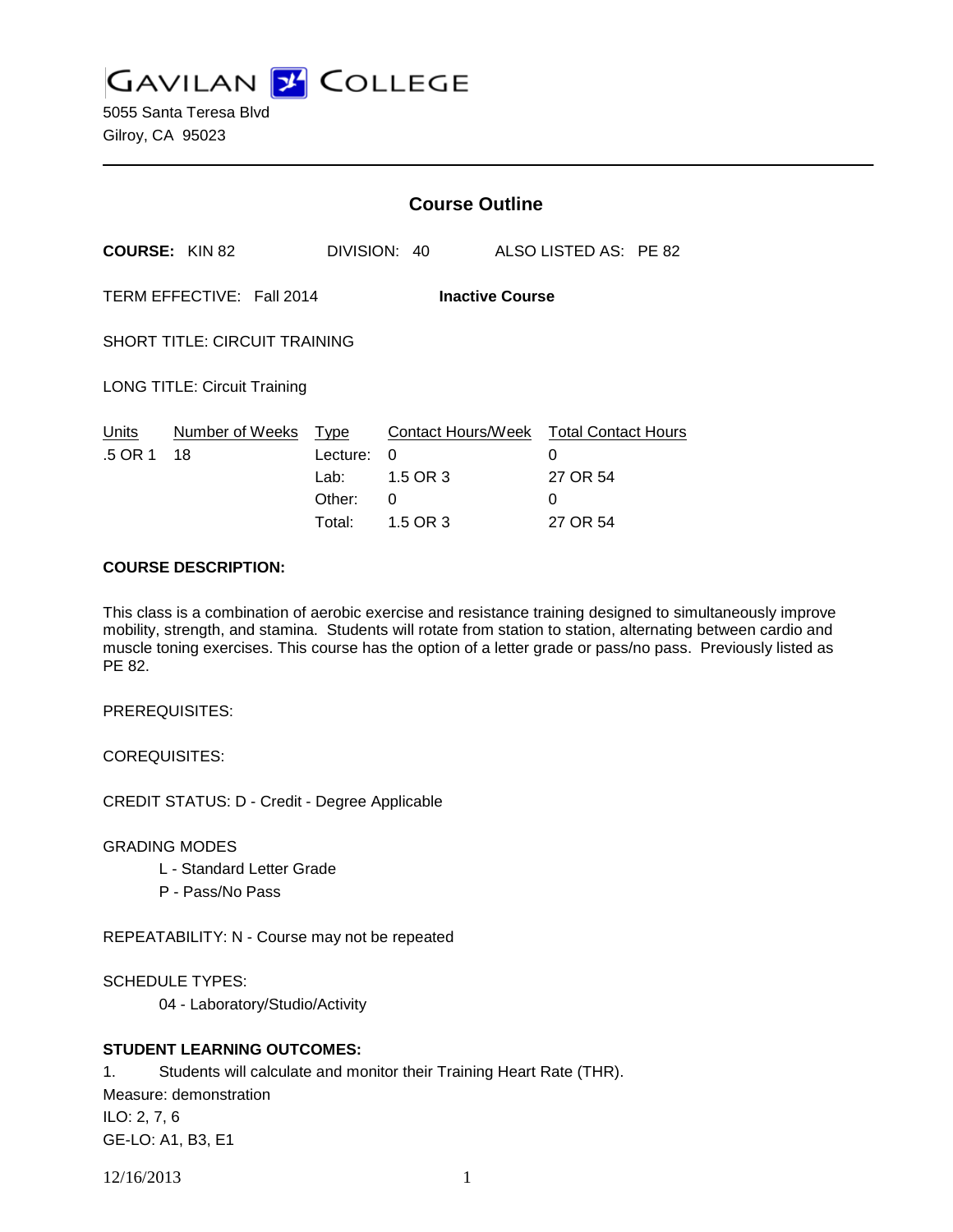# GAVILAN COLLEGE

5055 Santa Teresa Blvd
Gilroy, CA 95023

## Course Outline

**COURSE:** KIN 82 DIVISION: 40 ALSO LISTED AS: PE 82

TERM EFFECTIVE: Fall 2014 **Inactive Course**

SHORT TITLE: CIRCUIT TRAINING

LONG TITLE: Circuit Training

| Units | Number of Weeks | Type | Contact Hours/Week | Total Contact Hours |
|---|---|---|---|---|
| .5 OR 1 | 18 | Lecture: | 0 | 0 |
| | | Lab: | 1.5 OR 3 | 27 OR 54 |
| | | Other: | 0 | 0 |
| | | Total: | 1.5 OR 3 | 27 OR 54 |

**COURSE DESCRIPTION:**

This class is a combination of aerobic exercise and resistance training designed to simultaneously improve mobility, strength, and stamina. Students will rotate from station to station, alternating between cardio and muscle toning exercises. This course has the option of a letter grade or pass/no pass. Previously listed as PE 82.

PREREQUISITES:

COREQUISITES:

CREDIT STATUS: D - Credit - Degree Applicable

GRADING MODES

- L - Standard Letter Grade
- P - Pass/No Pass

REPEATABILITY: N - Course may not be repeated

SCHEDULE TYPES:

- 04 - Laboratory/Studio/Activity

**STUDENT LEARNING OUTCOMES:**

1. Students will calculate and monitor their Training Heart Rate (THR).

Measure: demonstration

ILO: 2, 7, 6

GE-LO: A1, B3, E1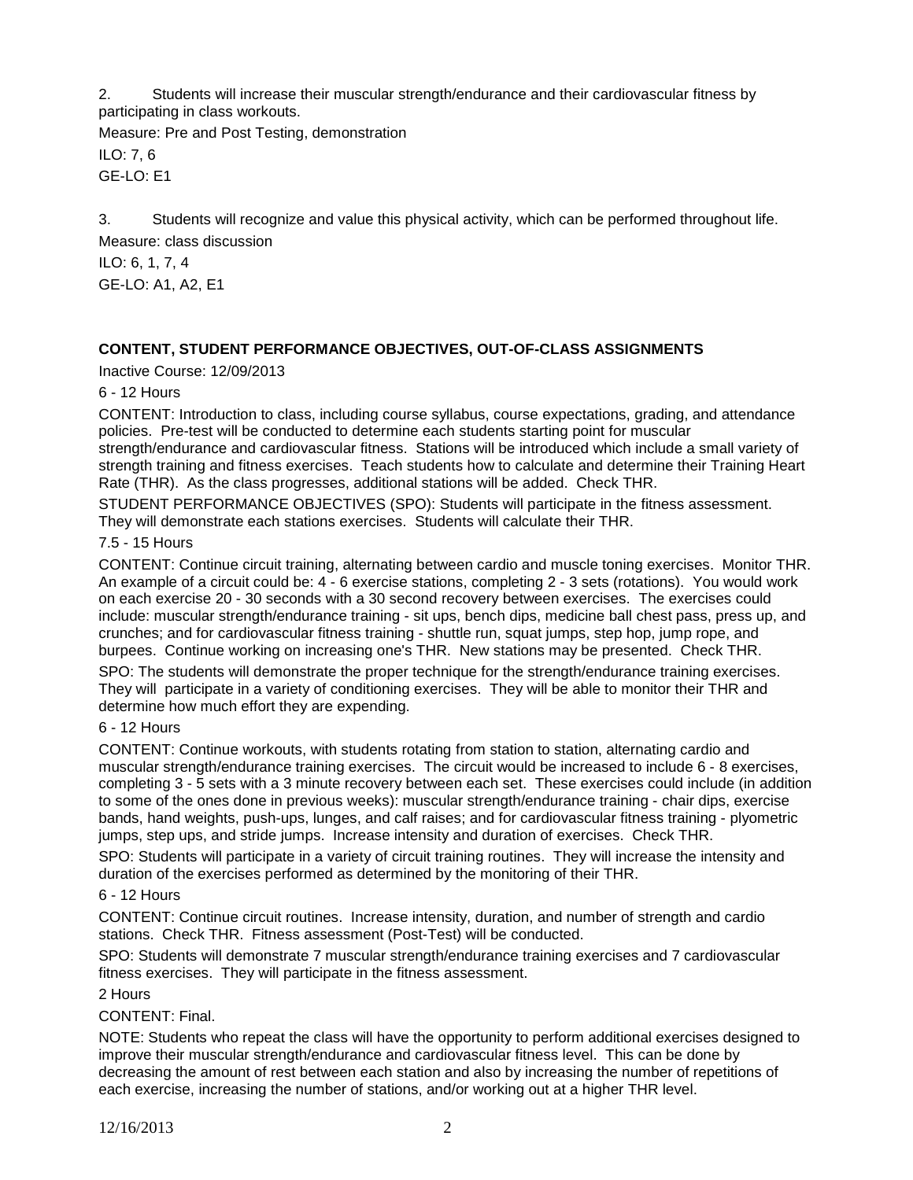2. Students will increase their muscular strength/endurance and their cardiovascular fitness by participating in class workouts.

Measure: Pre and Post Testing, demonstration

ILO: 7, 6

GE-LO: E1

3. Students will recognize and value this physical activity, which can be performed throughout life.

Measure: class discussion

ILO: 6, 1, 7, 4

GE-LO: A1, A2, E1

## CONTENT, STUDENT PERFORMANCE OBJECTIVES, OUT-OF-CLASS ASSIGNMENTS

Inactive Course: 12/09/2013

6 - 12 Hours

CONTENT: Introduction to class, including course syllabus, course expectations, grading, and attendance policies. Pre-test will be conducted to determine each students starting point for muscular strength/endurance and cardiovascular fitness. Stations will be introduced which include a small variety of strength training and fitness exercises. Teach students how to calculate and determine their Training Heart Rate (THR). As the class progresses, additional stations will be added. Check THR.

STUDENT PERFORMANCE OBJECTIVES (SPO): Students will participate in the fitness assessment. They will demonstrate each stations exercises. Students will calculate their THR.

7.5 - 15 Hours

CONTENT: Continue circuit training, alternating between cardio and muscle toning exercises. Monitor THR. An example of a circuit could be: 4 - 6 exercise stations, completing 2 - 3 sets (rotations). You would work on each exercise 20 - 30 seconds with a 30 second recovery between exercises. The exercises could include: muscular strength/endurance training - sit ups, bench dips, medicine ball chest pass, press up, and crunches; and for cardiovascular fitness training - shuttle run, squat jumps, step hop, jump rope, and burpees. Continue working on increasing one's THR. New stations may be presented. Check THR.

SPO: The students will demonstrate the proper technique for the strength/endurance training exercises. They will participate in a variety of conditioning exercises. They will be able to monitor their THR and determine how much effort they are expending.

6 - 12 Hours

CONTENT: Continue workouts, with students rotating from station to station, alternating cardio and muscular strength/endurance training exercises. The circuit would be increased to include 6 - 8 exercises, completing 3 - 5 sets with a 3 minute recovery between each set. These exercises could include (in addition to some of the ones done in previous weeks): muscular strength/endurance training - chair dips, exercise bands, hand weights, push-ups, lunges, and calf raises; and for cardiovascular fitness training - plyometric jumps, step ups, and stride jumps. Increase intensity and duration of exercises. Check THR.

SPO: Students will participate in a variety of circuit training routines. They will increase the intensity and duration of the exercises performed as determined by the monitoring of their THR.

6 - 12 Hours

CONTENT: Continue circuit routines. Increase intensity, duration, and number of strength and cardio stations. Check THR. Fitness assessment (Post-Test) will be conducted.

SPO: Students will demonstrate 7 muscular strength/endurance training exercises and 7 cardiovascular fitness exercises. They will participate in the fitness assessment.

2 Hours

CONTENT: Final.

NOTE: Students who repeat the class will have the opportunity to perform additional exercises designed to improve their muscular strength/endurance and cardiovascular fitness level. This can be done by decreasing the amount of rest between each station and also by increasing the number of repetitions of each exercise, increasing the number of stations, and/or working out at a higher THR level.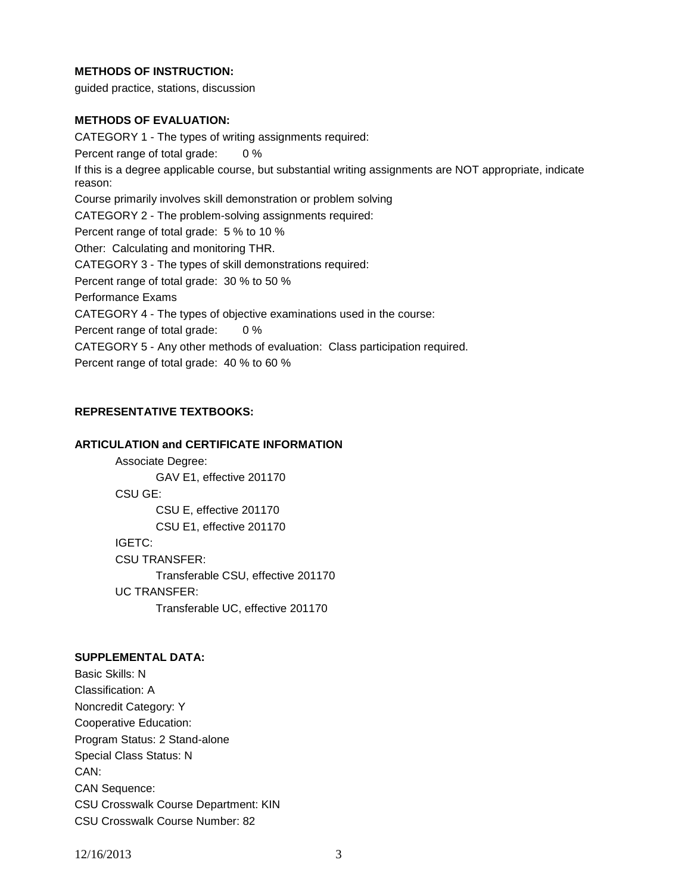**METHODS OF INSTRUCTION:**

guided practice, stations, discussion

**METHODS OF EVALUATION:**

CATEGORY 1 - The types of writing assignments required:

Percent range of total grade: 0 %

If this is a degree applicable course, but substantial writing assignments are NOT appropriate, indicate reason:

Course primarily involves skill demonstration or problem solving

CATEGORY 2 - The problem-solving assignments required:

Percent range of total grade: 5 % to 10 %

Other: Calculating and monitoring THR.

CATEGORY 3 - The types of skill demonstrations required:

Percent range of total grade: 30 % to 50 %

Performance Exams

CATEGORY 4 - The types of objective examinations used in the course:

Percent range of total grade: 0 %

CATEGORY 5 - Any other methods of evaluation: Class participation required.

Percent range of total grade: 40 % to 60 %

**REPRESENTATIVE TEXTBOOKS:**

**ARTICULATION and CERTIFICATE INFORMATION**

Associate Degree:
- GAV E1, effective 201170

CSU GE:
- CSU E, effective 201170
- CSU E1, effective 201170

IGETC:

CSU TRANSFER:
- Transferable CSU, effective 201170

UC TRANSFER:
- Transferable UC, effective 201170

**SUPPLEMENTAL DATA:**

Basic Skills: N

Classification: A

Noncredit Category: Y

Cooperative Education:

Program Status: 2 Stand-alone

Special Class Status: N

CAN:

CAN Sequence:

CSU Crosswalk Course Department: KIN

CSU Crosswalk Course Number: 82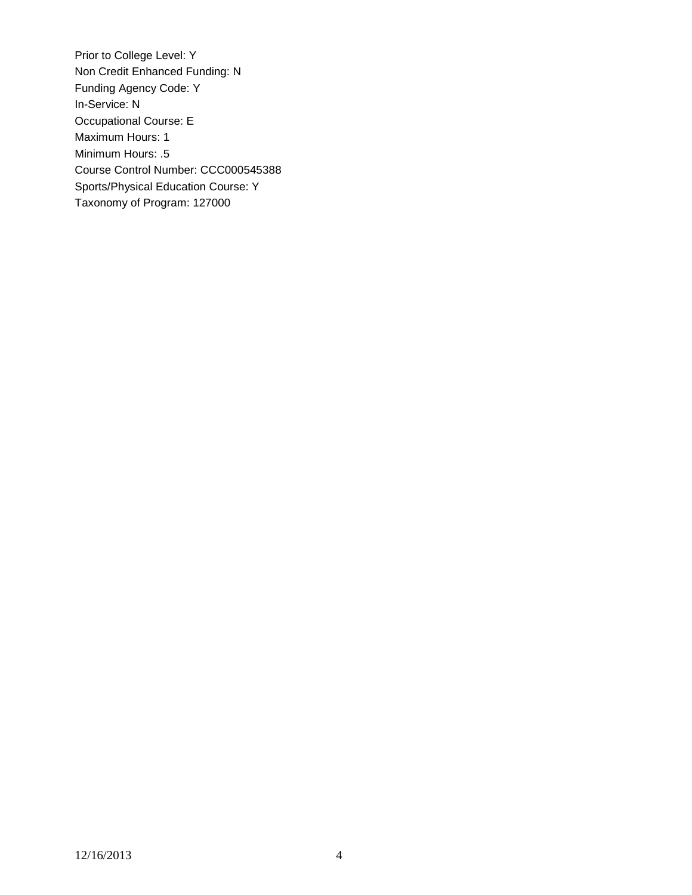Prior to College Level: Y
Non Credit Enhanced Funding: N
Funding Agency Code: Y
In-Service: N
Occupational Course: E
Maximum Hours: 1
Minimum Hours: .5
Course Control Number: CCC000545388
Sports/Physical Education Course: Y
Taxonomy of Program: 127000